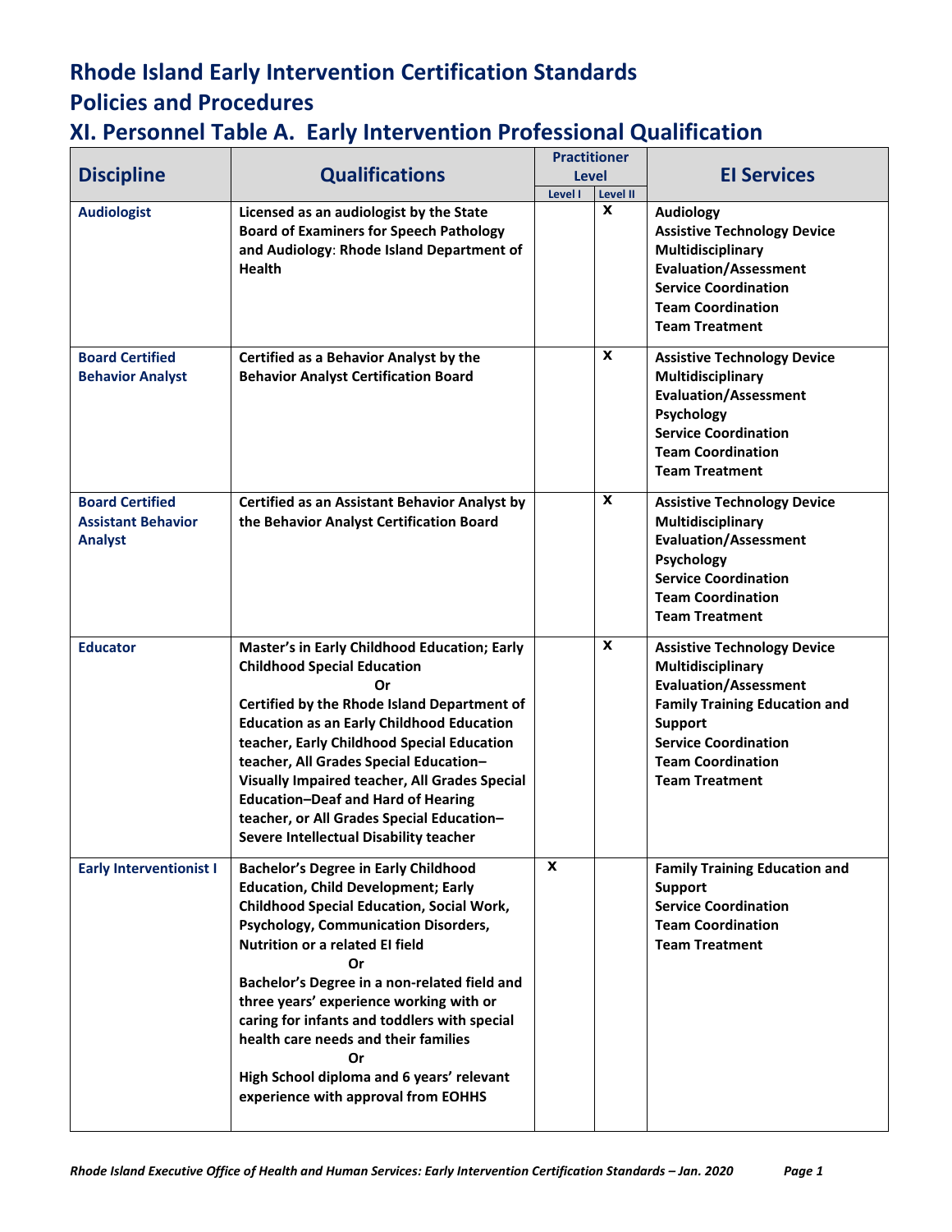# Rhode Island Early Intervention Certification Standards

## Policies and Procedures

## XI. Personnel Table A. Early Intervention Professional Qualification

| Discipline | Qualifications | Practitioner Level | | EI Services |
|---|---|---|---|---|
| | | Level I | Level II | |
| **Audiologist** | **Licensed as an audiologist by the State Board of Examiners for Speech Pathology and Audiology: Rhode Island Department of Health** | | **X** | **Audiology**<br>**Assistive Technology Device**<br>**Multidisciplinary Evaluation/Assessment**<br>**Service Coordination**<br>**Team Coordination**<br>**Team Treatment** |
| **Board Certified Behavior Analyst** | **Certified as a Behavior Analyst by the Behavior Analyst Certification Board** | | **X** | **Assistive Technology Device**<br>**Multidisciplinary Evaluation/Assessment**<br>**Psychology**<br>**Service Coordination**<br>**Team Coordination**<br>**Team Treatment** |
| **Board Certified Assistant Behavior Analyst** | **Certified as an Assistant Behavior Analyst by the Behavior Analyst Certification Board** | | **X** | **Assistive Technology Device**<br>**Multidisciplinary Evaluation/Assessment**<br>**Psychology**<br>**Service Coordination**<br>**Team Coordination**<br>**Team Treatment** |
| **Educator** | **Master's in Early Childhood Education; Early Childhood Special Education**<br>**Or**<br>**Certified by the Rhode Island Department of Education as an Early Childhood Education teacher, Early Childhood Special Education teacher, All Grades Special Education–Visually Impaired teacher, All Grades Special Education–Deaf and Hard of Hearing teacher, or All Grades Special Education–Severe Intellectual Disability teacher** | | **X** | **Assistive Technology Device**<br>**Multidisciplinary Evaluation/Assessment**<br>**Family Training Education and Support**<br>**Service Coordination**<br>**Team Coordination**<br>**Team Treatment** |
| **Early Interventionist I** | **Bachelor's Degree in Early Childhood Education, Child Development; Early Childhood Special Education, Social Work, Psychology, Communication Disorders, Nutrition or a related EI field**<br>**Or**<br>**Bachelor's Degree in a non-related field and three years' experience working with or caring for infants and toddlers with special health care needs and their families**<br>**Or**<br>**High School diploma and 6 years' relevant experience with approval from EOHHS** | **X** | | **Family Training Education and Support**<br>**Service Coordination**<br>**Team Coordination**<br>**Team Treatment** |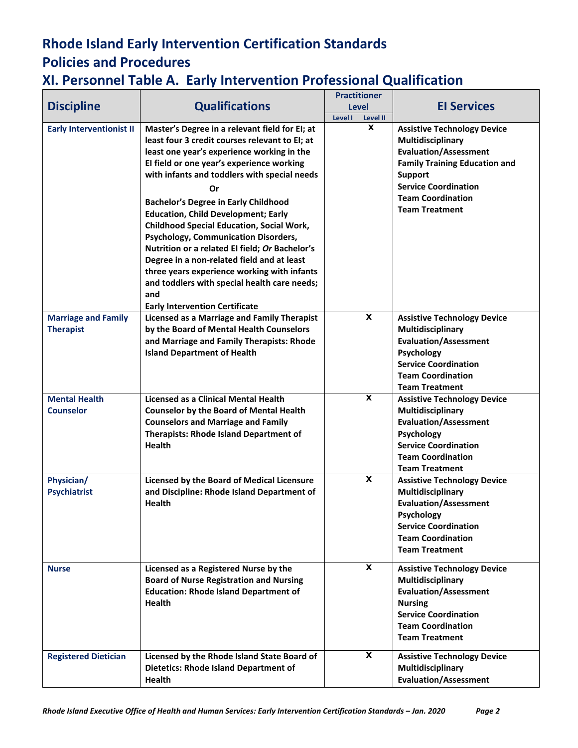# Rhode Island Early Intervention Certification Standards

## Policies and Procedures

## XI. Personnel Table A. Early Intervention Professional Qualification

| Discipline | Qualifications | Practitioner Level | | EI Services |
|---|---|---|---|---|
| | | Level I | Level II | |
| **Early Interventionist II** | **Master's Degree in a relevant field for EI; at least four 3 credit courses relevant to EI; at least one year's experience working in the EI field or one year's experience working with infants and toddlers with special needs**<br>**Or**<br>**Bachelor's Degree in Early Childhood Education, Child Development; Early Childhood Special Education, Social Work, Psychology, Communication Disorders, Nutrition or a related EI field; *Or* Bachelor's Degree in a non-related field and at least three years experience working with infants and toddlers with special health care needs; and**<br>**Early Intervention Certificate** | | X | **Assistive Technology Device**<br>**Multidisciplinary Evaluation/Assessment**<br>**Family Training Education and Support**<br>**Service Coordination**<br>**Team Coordination**<br>**Team Treatment** |
| **Marriage and Family Therapist** | **Licensed as a Marriage and Family Therapist by the Board of Mental Health Counselors and Marriage and Family Therapists: Rhode Island Department of Health** | | X | **Assistive Technology Device**<br>**Multidisciplinary Evaluation/Assessment**<br>**Psychology**<br>**Service Coordination**<br>**Team Coordination**<br>**Team Treatment** |
| **Mental Health Counselor** | **Licensed as a Clinical Mental Health Counselor by the Board of Mental Health Counselors and Marriage and Family Therapists: Rhode Island Department of Health** | | X | **Assistive Technology Device**<br>**Multidisciplinary Evaluation/Assessment**<br>**Psychology**<br>**Service Coordination**<br>**Team Coordination**<br>**Team Treatment** |
| **Physician/ Psychiatrist** | **Licensed by the Board of Medical Licensure and Discipline: Rhode Island Department of Health** | | X | **Assistive Technology Device**<br>**Multidisciplinary Evaluation/Assessment**<br>**Psychology**<br>**Service Coordination**<br>**Team Coordination**<br>**Team Treatment** |
| **Nurse** | **Licensed as a Registered Nurse by the Board of Nurse Registration and Nursing Education: Rhode Island Department of Health** | | X | **Assistive Technology Device**<br>**Multidisciplinary Evaluation/Assessment**<br>**Nursing**<br>**Service Coordination**<br>**Team Coordination**<br>**Team Treatment** |
| **Registered Dietician** | **Licensed by the Rhode Island State Board of Dietetics: Rhode Island Department of Health** | | X | **Assistive Technology Device**<br>**Multidisciplinary Evaluation/Assessment** |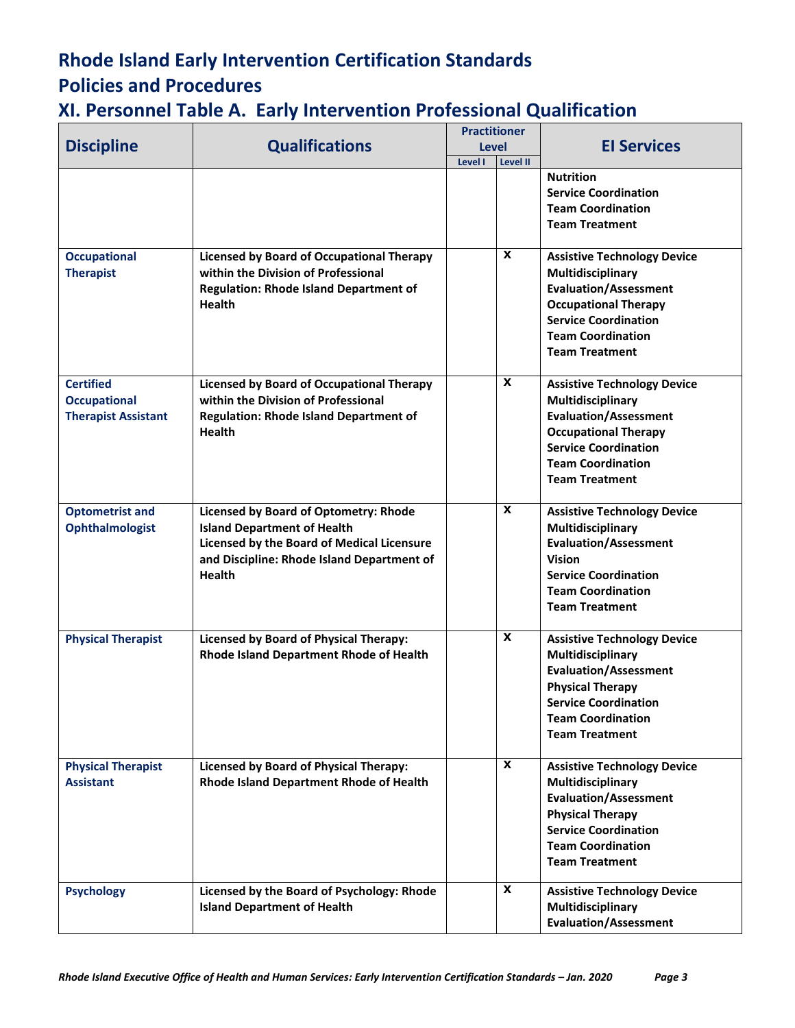# Rhode Island Early Intervention Certification Standards

# Policies and Procedures

## XI. Personnel Table A. Early Intervention Professional Qualification

| Discipline | Qualifications | Practitioner Level | | EI Services |
|---|---|---|---|---|
| | | Level I | Level II | |
| | | | | Nutrition<br>Service Coordination<br>Team Coordination<br>Team Treatment |
| Occupational Therapist | Licensed by Board of Occupational Therapy within the Division of Professional Regulation: Rhode Island Department of Health | | X | Assistive Technology Device<br>Multidisciplinary Evaluation/Assessment<br>Occupational Therapy<br>Service Coordination<br>Team Coordination<br>Team Treatment |
| Certified Occupational Therapist Assistant | Licensed by Board of Occupational Therapy within the Division of Professional Regulation: Rhode Island Department of Health | | X | Assistive Technology Device<br>Multidisciplinary Evaluation/Assessment<br>Occupational Therapy<br>Service Coordination<br>Team Coordination<br>Team Treatment |
| Optometrist and Ophthalmologist | Licensed by Board of Optometry: Rhode Island Department of Health<br>Licensed by the Board of Medical Licensure and Discipline: Rhode Island Department of Health | | X | Assistive Technology Device<br>Multidisciplinary Evaluation/Assessment<br>Vision<br>Service Coordination<br>Team Coordination<br>Team Treatment |
| Physical Therapist | Licensed by Board of Physical Therapy: Rhode Island Department Rhode of Health | | X | Assistive Technology Device<br>Multidisciplinary Evaluation/Assessment<br>Physical Therapy<br>Service Coordination<br>Team Coordination<br>Team Treatment |
| Physical Therapist Assistant | Licensed by Board of Physical Therapy: Rhode Island Department Rhode of Health | | X | Assistive Technology Device<br>Multidisciplinary Evaluation/Assessment<br>Physical Therapy<br>Service Coordination<br>Team Coordination<br>Team Treatment |
| Psychology | Licensed by the Board of Psychology: Rhode Island Department of Health | | X | Assistive Technology Device<br>Multidisciplinary Evaluation/Assessment |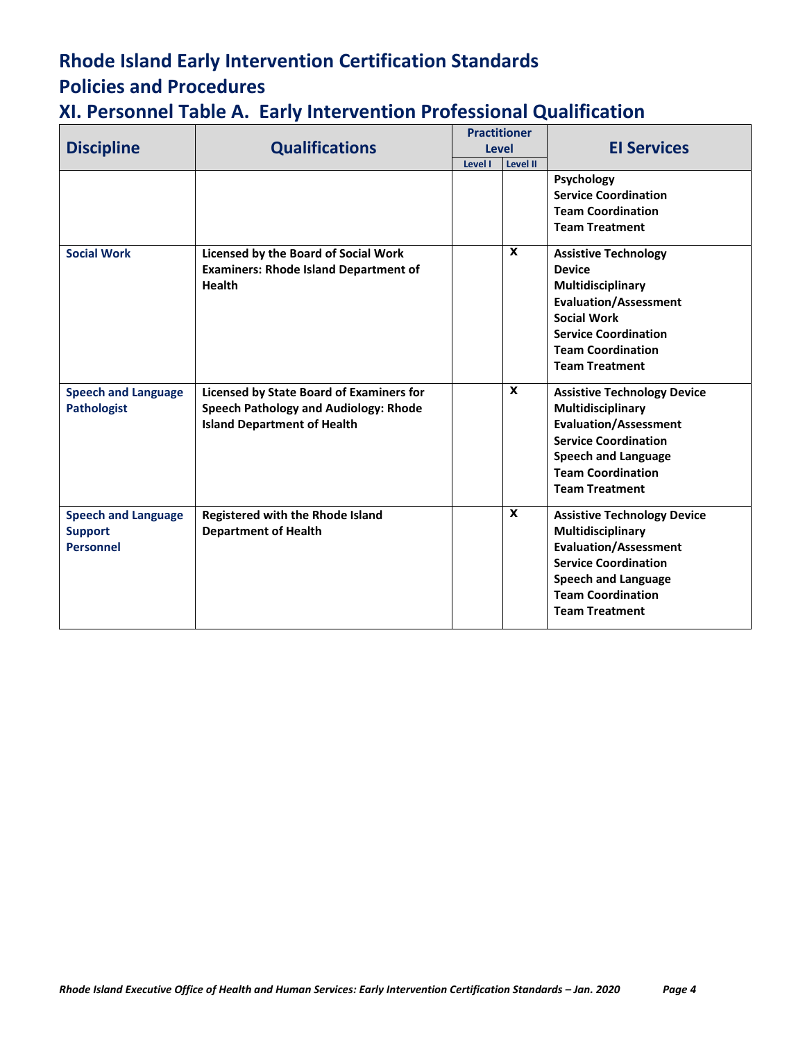# Rhode Island Early Intervention Certification Standards

## Policies and Procedures

## XI. Personnel Table A. Early Intervention Professional Qualification

| Discipline | Qualifications | Practitioner Level | | EI Services |
|---|---|---|---|---|
| | | Level I | Level II | |
| | | | | Psychology<br>Service Coordination<br>Team Coordination<br>Team Treatment |
| Social Work | Licensed by the Board of Social Work Examiners: Rhode Island Department of Health | | X | Assistive Technology Device<br>Multidisciplinary Evaluation/Assessment<br>Social Work<br>Service Coordination<br>Team Coordination<br>Team Treatment |
| Speech and Language Pathologist | Licensed by State Board of Examiners for Speech Pathology and Audiology: Rhode Island Department of Health | | X | Assistive Technology Device<br>Multidisciplinary Evaluation/Assessment<br>Service Coordination<br>Speech and Language<br>Team Coordination<br>Team Treatment |
| Speech and Language Support Personnel | Registered with the Rhode Island Department of Health | | X | Assistive Technology Device<br>Multidisciplinary Evaluation/Assessment<br>Service Coordination<br>Speech and Language<br>Team Coordination<br>Team Treatment |